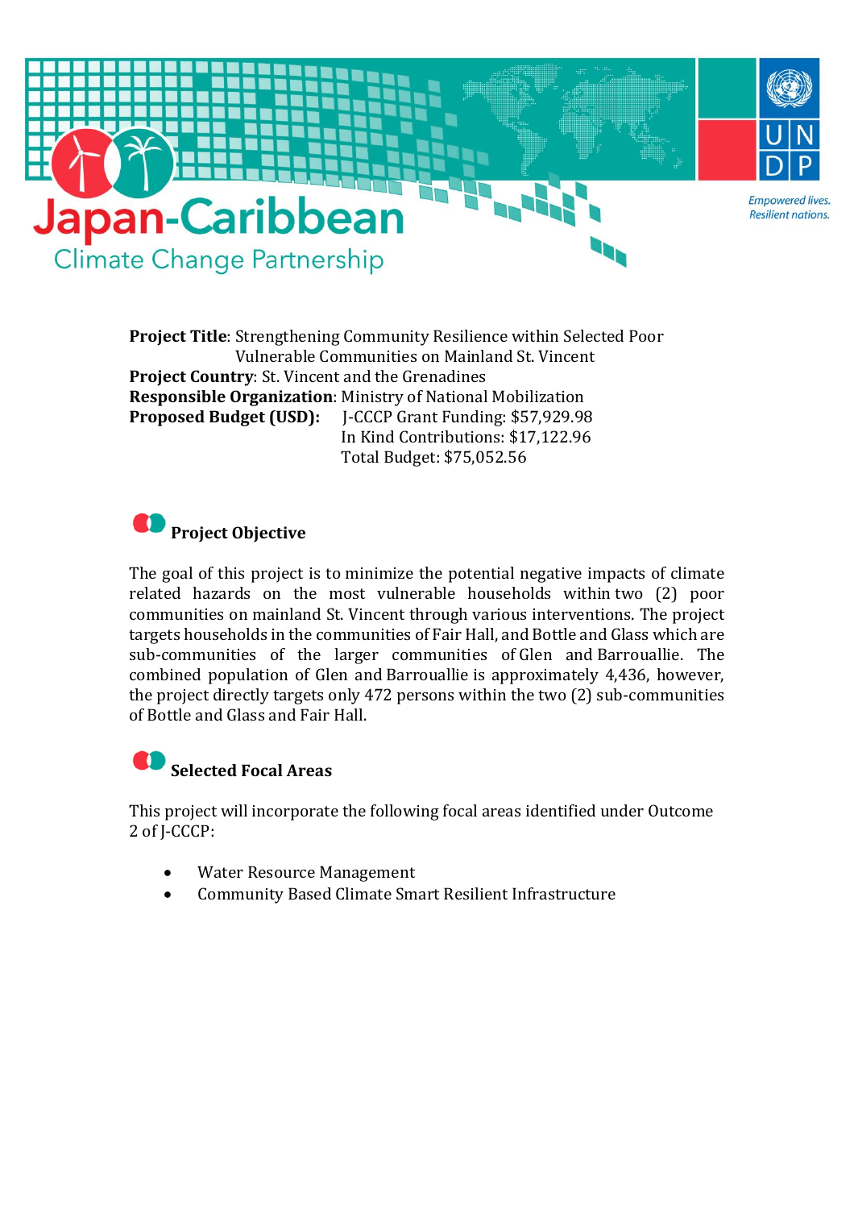Japan-Caribbean Climate Change Partnership

UNDP — Empowered lives. Resilient nations.

**Project Title**: Strengthening Community Resilience within Selected Poor Vulnerable Communities on Mainland St. Vincent
**Project Country**: St. Vincent and the Grenadines
**Responsible Organization**: Ministry of National Mobilization
**Proposed Budget (USD):** J-CCCP Grant Funding: $57,929.98
In Kind Contributions: $17,122.96
Total Budget: $75,052.56

## Project Objective

The goal of this project is to minimize the potential negative impacts of climate related hazards on the most vulnerable households within two (2) poor communities on mainland St. Vincent through various interventions. The project targets households in the communities of Fair Hall, and Bottle and Glass which are sub-communities of the larger communities of Glen and Barrouallie. The combined population of Glen and Barrouallie is approximately 4,436, however, the project directly targets only 472 persons within the two (2) sub-communities of Bottle and Glass and Fair Hall.

## Selected Focal Areas

This project will incorporate the following focal areas identified under Outcome 2 of J-CCCP:

- Water Resource Management
- Community Based Climate Smart Resilient Infrastructure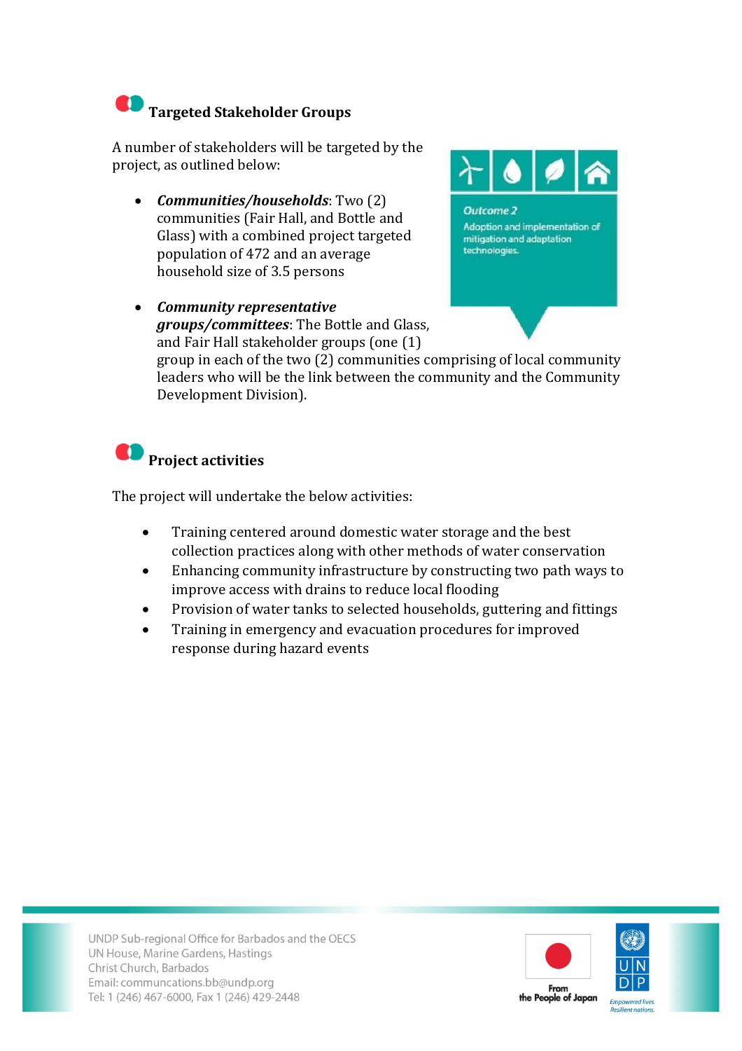## Targeted Stakeholder Groups

A number of stakeholders will be targeted by the project, as outlined below:

- ***Communities/households***: Two (2) communities (Fair Hall, and Bottle and Glass) with a combined project targeted population of 472 and an average household size of 3.5 persons
- ***Community representative groups/committees***: The Bottle and Glass, and Fair Hall stakeholder groups (one (1) group in each of the two (2) communities comprising of local community leaders who will be the link between the community and the Community Development Division).

*Outcome 2*

Adoption and implementation of mitigation and adaptation technologies.

## Project activities

The project will undertake the below activities:

- Training centered around domestic water storage and the best collection practices along with other methods of water conservation
- Enhancing community infrastructure by constructing two path ways to improve access with drains to reduce local flooding
- Provision of water tanks to selected households, guttering and fittings
- Training in emergency and evacuation procedures for improved response during hazard events

UNDP Sub-regional Office for Barbados and the OECS
UN House, Marine Gardens, Hastings
Christ Church, Barbados
Email: communcations.bb@undp.org
Tel: 1 (246) 467-6000, Fax 1 (246) 429-2448

From the People of Japan

UNDP
Empowered lives.
Resilient nations.